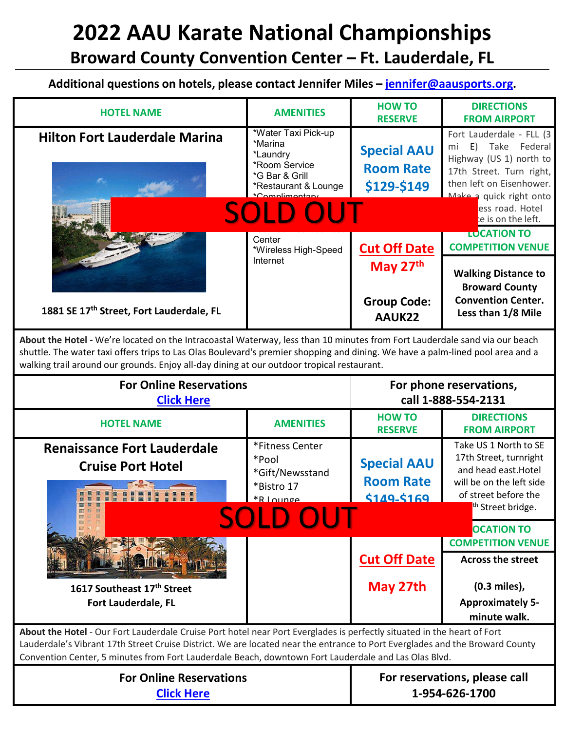# 2022 AAU Karate National Championships

## Broward County Convention Center – Ft. Lauderdale, FL

**Additional questions on hotels, please contact Jennifer Miles – [jennifer@aausports.org](mailto:jennifer@aausports.org).**

| HOTEL NAME | AMENITIES | HOW TO RESERVE | DIRECTIONS FROM AIRPORT |
|---|---|---|---|
| **Hilton Fort Lauderdale Marina**<br><br>**1881 SE 17th Street, Fort Lauderdale, FL** | *Water Taxi Pick-up<br>*Marina<br>*Laundry<br>*Room Service<br>*G Bar & Grill<br>*Restaurant & Lounge<br>*Complimentary ... Center<br>*Wireless High-Speed Internet | **Special AAU Room Rate $129-$149**<br><br>**Cut Off Date May 27th**<br><br>**Group Code: AAUK22** | Fort Lauderdale - FLL (3 mi E) Take Federal Highway (US 1) north to 17th Street. Turn right, then left on Eisenhower. Make a quick right onto ...ess road. Hotel ...e is on the left.<br><br>**LOCATION TO COMPETITION VENUE**<br><br>**Walking Distance to Broward County Convention Center. Less than 1/8 Mile** |

**SOLD OUT**

**About the Hotel -** We're located on the Intracoastal Waterway, less than 10 minutes from Fort Lauderdale sand via our beach shuttle. The water taxi offers trips to Las Olas Boulevard's premier shopping and dining. We have a palm-lined pool area and a walking trail around our grounds. Enjoy all-day dining at our outdoor tropical restaurant.

| For Online Reservations | For phone reservations, |
|---|---|
| [Click Here]() | call 1-888-554-2131 |

| HOTEL NAME | AMENITIES | HOW TO RESERVE | DIRECTIONS FROM AIRPORT |
|---|---|---|---|
| **Renaissance Fort Lauderdale Cruise Port Hotel**<br><br>**1617 Southeast 17th Street Fort Lauderdale, FL** | *Fitness Center<br>*Pool<br>*Gift/Newsstand<br>*Bistro 17<br>*R Lounge | **Special AAU Room Rate $149-$169**<br><br>**Cut Off Date**<br><br>**May 27th** | Take US 1 North to SE 17th Street, turnright and head east.Hotel will be on the left side of street before the ...th Street bridge.<br><br>**LOCATION TO COMPETITION VENUE**<br><br>**Across the street (0.3 miles), Approximately 5-minute walk.** |

**SOLD OUT**

**About the Hotel** - Our Fort Lauderdale Cruise Port hotel near Port Everglades is perfectly situated in the heart of Fort Lauderdale's Vibrant 17th Street Cruise District. We are located near the entrance to Port Everglades and the Broward County Convention Center, 5 minutes from Fort Lauderdale Beach, downtown Fort Lauderdale and Las Olas Blvd.

| For Online Reservations | For reservations, please call |
|---|---|
| [Click Here]() | 1-954-626-1700 |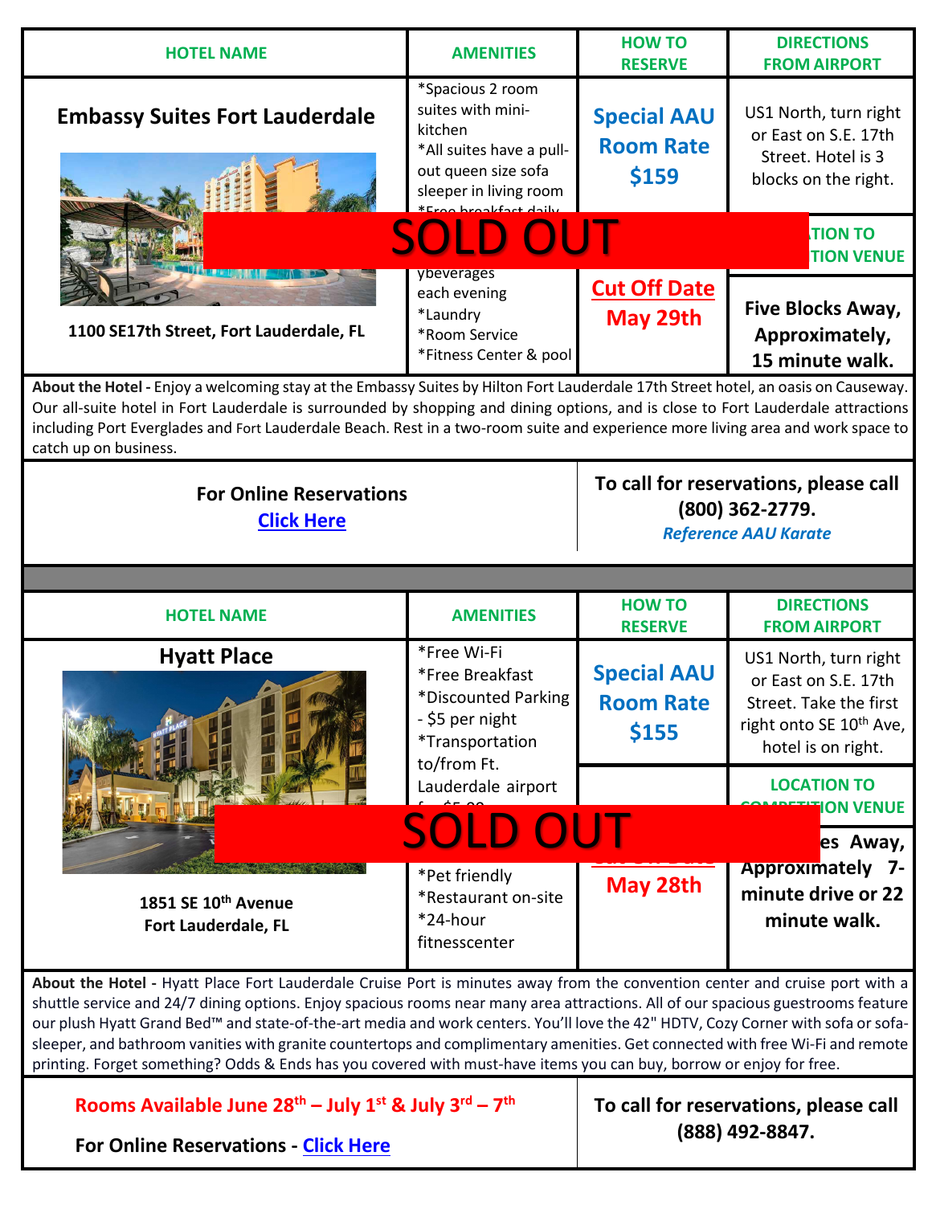| HOTEL NAME | AMENITIES | HOW TO RESERVE | DIRECTIONS FROM AIRPORT |
|---|---|---|---|
| **Embassy Suites Fort Lauderdale** 1100 SE17th Street, Fort Lauderdale, FL | *Spacious 2 room suites with mini-kitchen *All suites have a pull-out queen size sofa sleeper in living room *Free breakfast daily ... ybeverages each evening *Laundry *Room Service *Fitness Center & pool | **Special AAU Room Rate $159** **Cut Off Date May 29th** | US1 North, turn right or East on S.E. 17th Street. Hotel is 3 blocks on the right. **LOCATION TO COMPETITION VENUE** **Five Blocks Away, Approximately, 15 minute walk.** |

**SOLD OUT**

**About the Hotel -** Enjoy a welcoming stay at the Embassy Suites by Hilton Fort Lauderdale 17th Street hotel, an oasis on Causeway. Our all-suite hotel in Fort Lauderdale is surrounded by shopping and dining options, and is close to Fort Lauderdale attractions including Port Everglades and Fort Lauderdale Beach. Rest in a two-room suite and experience more living area and work space to catch up on business.

**For Online Reservations**
Click Here

**To call for reservations, please call (800) 362-2779.**
*Reference AAU Karate*

| HOTEL NAME | AMENITIES | HOW TO RESERVE | DIRECTIONS FROM AIRPORT |
|---|---|---|---|
| **Hyatt Place** 1851 SE 10th Avenue Fort Lauderdale, FL | *Free Wi-Fi *Free Breakfast *Discounted Parking - $5 per night *Transportation to/from Ft. Lauderdale airport for $5.00 ... *Pet friendly *Restaurant on-site *24-hour fitnesscenter | **Special AAU Room Rate $155** **Cut Off Date May 28th** | US1 North, turn right or East on S.E. 17th Street. Take the first right onto SE 10th Ave, hotel is on right. **LOCATION TO COMPETITION VENUE** **...es Away, Approximately 7-minute drive or 22 minute walk.** |

**SOLD OUT**

**About the Hotel -** Hyatt Place Fort Lauderdale Cruise Port is minutes away from the convention center and cruise port with a shuttle service and 24/7 dining options. Enjoy spacious rooms near many area attractions. All of our spacious guestrooms feature our plush Hyatt Grand Bed™ and state-of-the-art media and work centers. You'll love the 42" HDTV, Cozy Corner with sofa or sofa-sleeper, and bathroom vanities with granite countertops and complimentary amenities. Get connected with free Wi-Fi and remote printing. Forget something? Odds & Ends has you covered with must-have items you can buy, borrow or enjoy for free.

**Rooms Available June 28th – July 1st & July 3rd – 7th**

**For Online Reservations -** Click Here

**To call for reservations, please call (888) 492-8847.**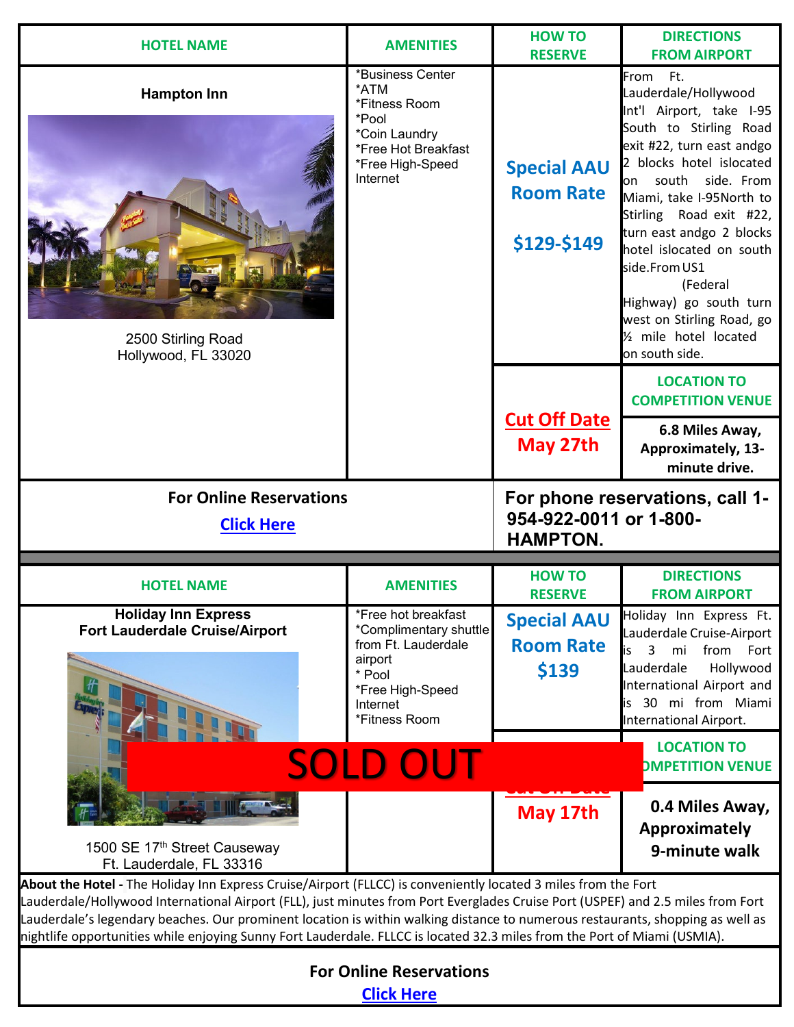| HOTEL NAME | AMENITIES | HOW TO RESERVE | DIRECTIONS FROM AIRPORT |
| --- | --- | --- | --- |
| **Hampton Inn**<br><br>2500 Stirling Road<br>Hollywood, FL 33020 | *Business Center<br>*ATM<br>*Fitness Room<br>*Pool<br>*Coin Laundry<br>*Free Hot Breakfast<br>*Free High-Speed Internet | **Special AAU Room Rate**<br><br>**$129-$149** | From Ft. Lauderdale/Hollywood Int'l Airport, take I-95 South to Stirling Road exit #22, turn east andgo 2 blocks hotel islocated on south side. From Miami, take I-95North to Stirling Road exit #22, turn east andgo 2 blocks hotel islocated on south side.From US1 (Federal Highway) go south turn west on Stirling Road, go ½ mile hotel located on south side. |
| | | **Cut Off Date**<br>**May 27th** | **LOCATION TO COMPETITION VENUE**<br><br>**6.8 Miles Away, Approximately, 13-minute drive.** |
| **For Online Reservations**<br>**Click Here** | | **For phone reservations, call 1-954-922-0011 or 1-800-HAMPTON.** | |

| HOTEL NAME | AMENITIES | HOW TO RESERVE | DIRECTIONS FROM AIRPORT |
| --- | --- | --- | --- |
| **Holiday Inn Express**<br>**Fort Lauderdale Cruise/Airport**<br><br>1500 SE 17th Street Causeway<br>Ft. Lauderdale, FL 33316 | *Free hot breakfast<br>*Complimentary shuttle from Ft. Lauderdale airport<br>* Pool<br>*Free High-Speed Internet<br>*Fitness Room | **Special AAU Room Rate**<br>**$139** | Holiday Inn Express Ft. Lauderdale Cruise-Airport is 3 mi from Fort Lauderdale Hollywood International Airport and is 30 mi from Miami International Airport. |
| SOLD OUT | | **Cut Off Date**<br>**May 17th** | **LOCATION TO COMPETITION VENUE**<br><br>**0.4 Miles Away, Approximately 9-minute walk** |

**About the Hotel -** The Holiday Inn Express Cruise/Airport (FLLCC) is conveniently located 3 miles from the Fort Lauderdale/Hollywood International Airport (FLL), just minutes from Port Everglades Cruise Port (USPEF) and 2.5 miles from Fort Lauderdale's legendary beaches. Our prominent location is within walking distance to numerous restaurants, shopping as well as nightlife opportunities while enjoying Sunny Fort Lauderdale. FLLCC is located 32.3 miles from the Port of Miami (USMIA).

**For Online Reservations**
**Click Here**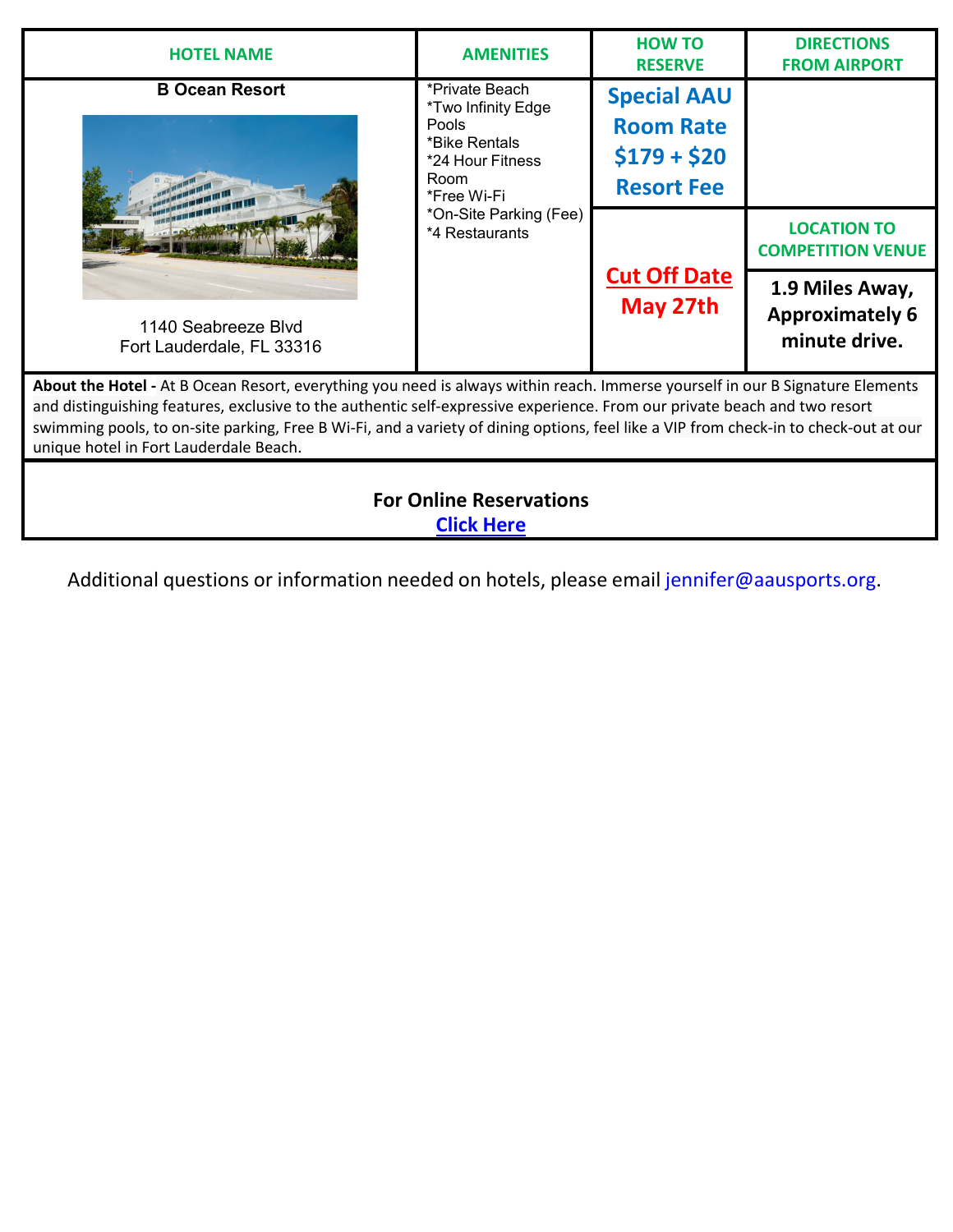| HOTEL NAME | AMENITIES | HOW TO RESERVE | DIRECTIONS FROM AIRPORT |
|---|---|---|---|
| **B Ocean Resort**<br><br>1140 Seabreeze Blvd<br>Fort Lauderdale, FL 33316 | *Private Beach<br>*Two Infinity Edge Pools<br>*Bike Rentals<br>*24 Hour Fitness Room<br>*Free Wi-Fi<br>*On-Site Parking (Fee)<br>*4 Restaurants | **Special AAU Room Rate $179 + $20 Resort Fee**<br><br>**Cut Off Date May 27th** | <br><br>**LOCATION TO COMPETITION VENUE**<br><br>**1.9 Miles Away, Approximately 6 minute drive.** |

**About the Hotel -** At B Ocean Resort, everything you need is always within reach. Immerse yourself in our B Signature Elements and distinguishing features, exclusive to the authentic self-expressive experience. From our private beach and two resort swimming pools, to on-site parking, Free B Wi-Fi, and a variety of dining options, feel like a VIP from check-in to check-out at our unique hotel in Fort Lauderdale Beach.

**For Online Reservations**
**Click Here**

Additional questions or information needed on hotels, please email jennifer@aausports.org.